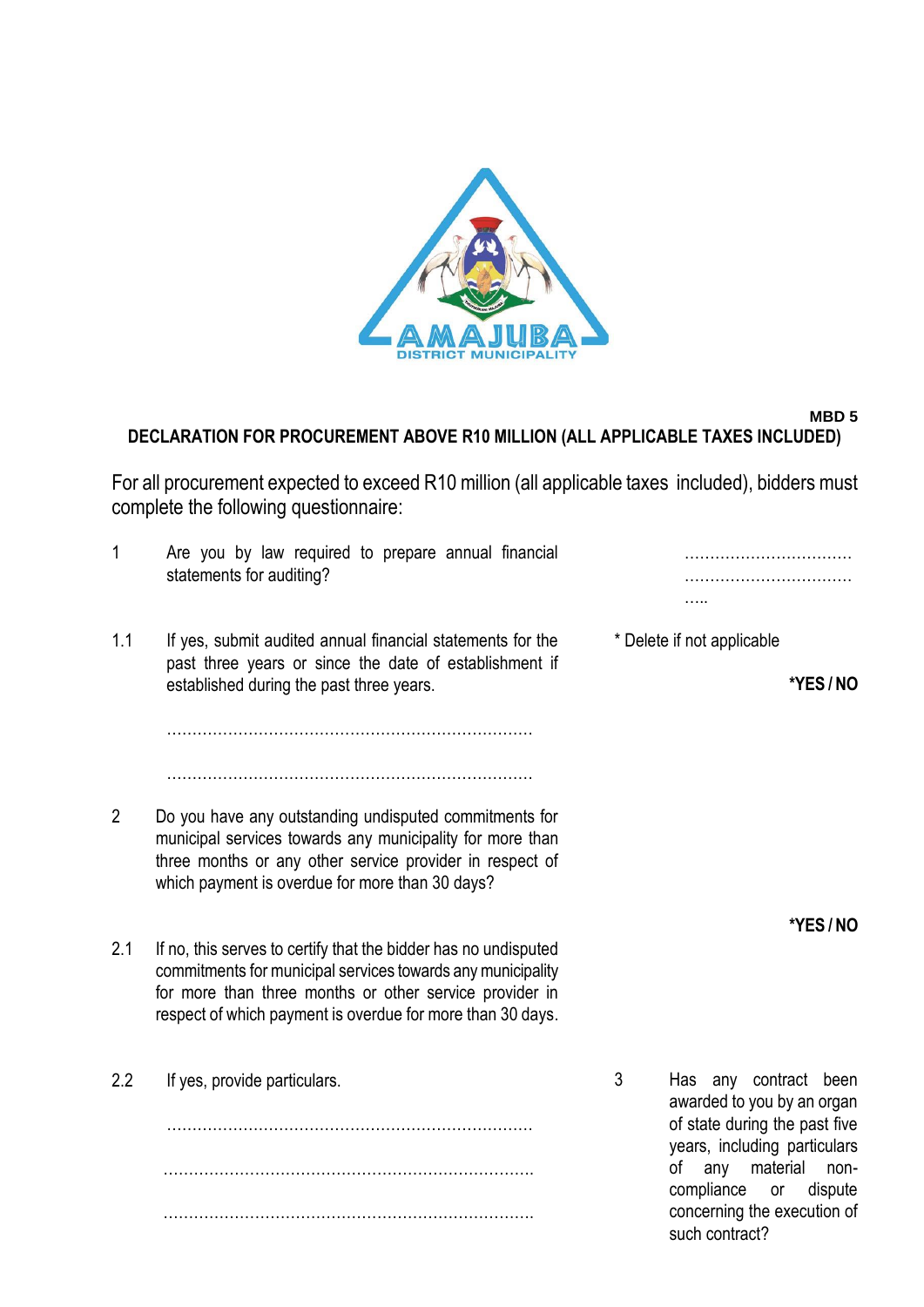**MBD 5**

## DECLARATION FOR PROCUREMENT ABOVE R10 MILLION (ALL APPLICABLE TAXES INCLUDED)

For all procurement expected to exceed R10 million (all applicable taxes included), bidders must complete the following questionnaire:

1 Are you by law required to prepare annual financial statements for auditing?

……………………………… ……………………………… …..

* Delete if not applicable

**\*YES / NO**

1.1 If yes, submit audited annual financial statements for the past three years or since the date of establishment if established during the past three years.

………………………………………………………………

………………………………………………………………

2 Do you have any outstanding undisputed commitments for municipal services towards any municipality for more than three months or any other service provider in respect of which payment is overdue for more than 30 days?

**\*YES / NO**

2.1 If no, this serves to certify that the bidder has no undisputed commitments for municipal services towards any municipality for more than three months or other service provider in respect of which payment is overdue for more than 30 days.

2.2 If yes, provide particulars.

………………………………………………………………

………………………………………………………………

………………………………………………………………

3 Has any contract been awarded to you by an organ of state during the past five years, including particulars of any material non-compliance or dispute concerning the execution of such contract?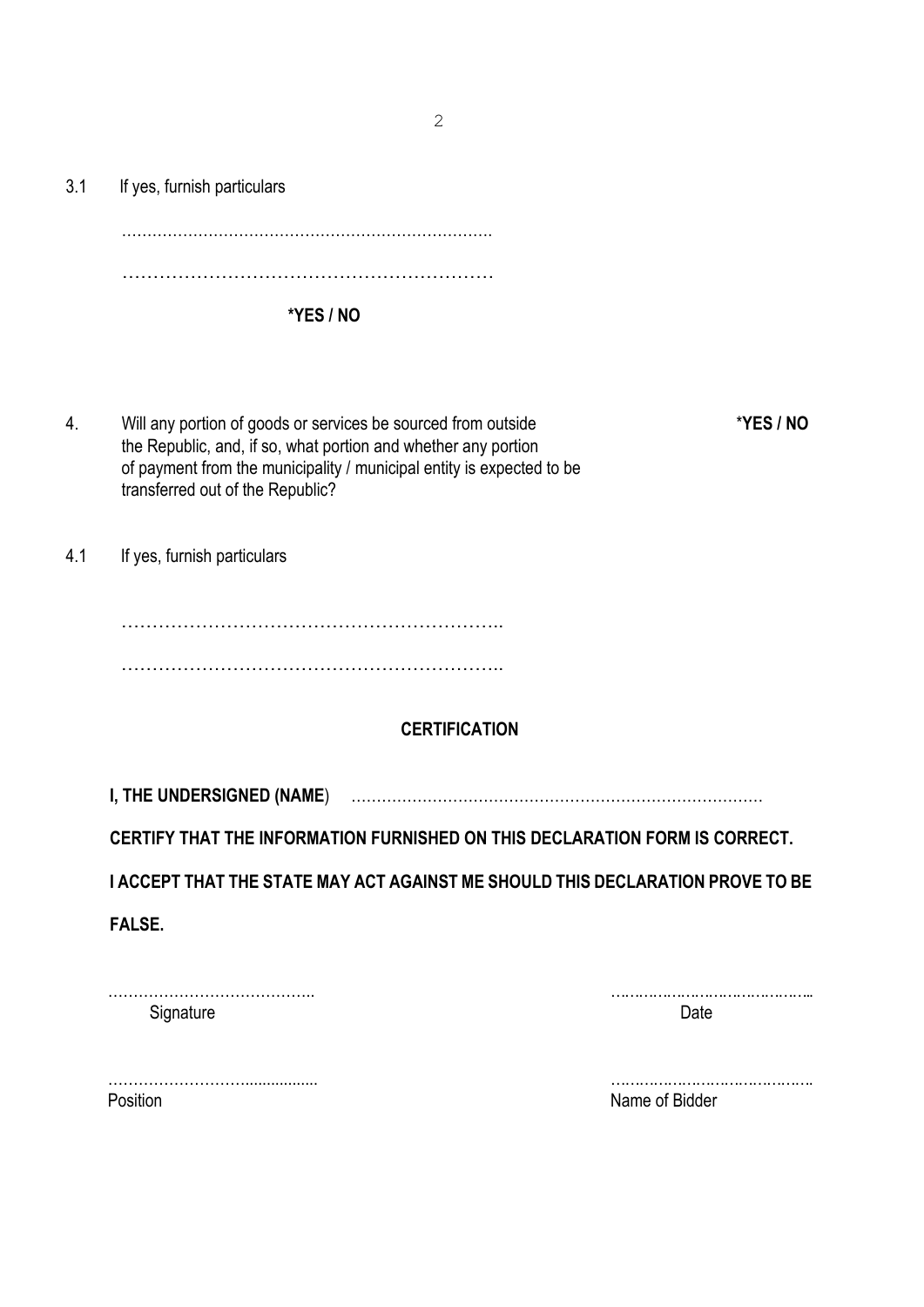3.1 If yes, furnish particulars

…………………………………………………………………

………………………………………………………

**\*YES / NO**

4. Will any portion of goods or services be sourced from outside the Republic, and, if so, what portion and whether any portion of payment from the municipality / municipal entity is expected to be transferred out of the Republic? **\*YES / NO**

4.1 If yes, furnish particulars

……………………………………………………..

……………………………………………………..

## CERTIFICATION

**I, THE UNDERSIGNED (NAME**) ………………………………………………………………………

**CERTIFY THAT THE INFORMATION FURNISHED ON THIS DECLARATION FORM IS CORRECT.**

**I ACCEPT THAT THE STATE MAY ACT AGAINST ME SHOULD THIS DECLARATION PROVE TO BE FALSE.**

………………………………….. ……………………………………..
Signature Date

……………………….................. …………………………………..
Position Name of Bidder